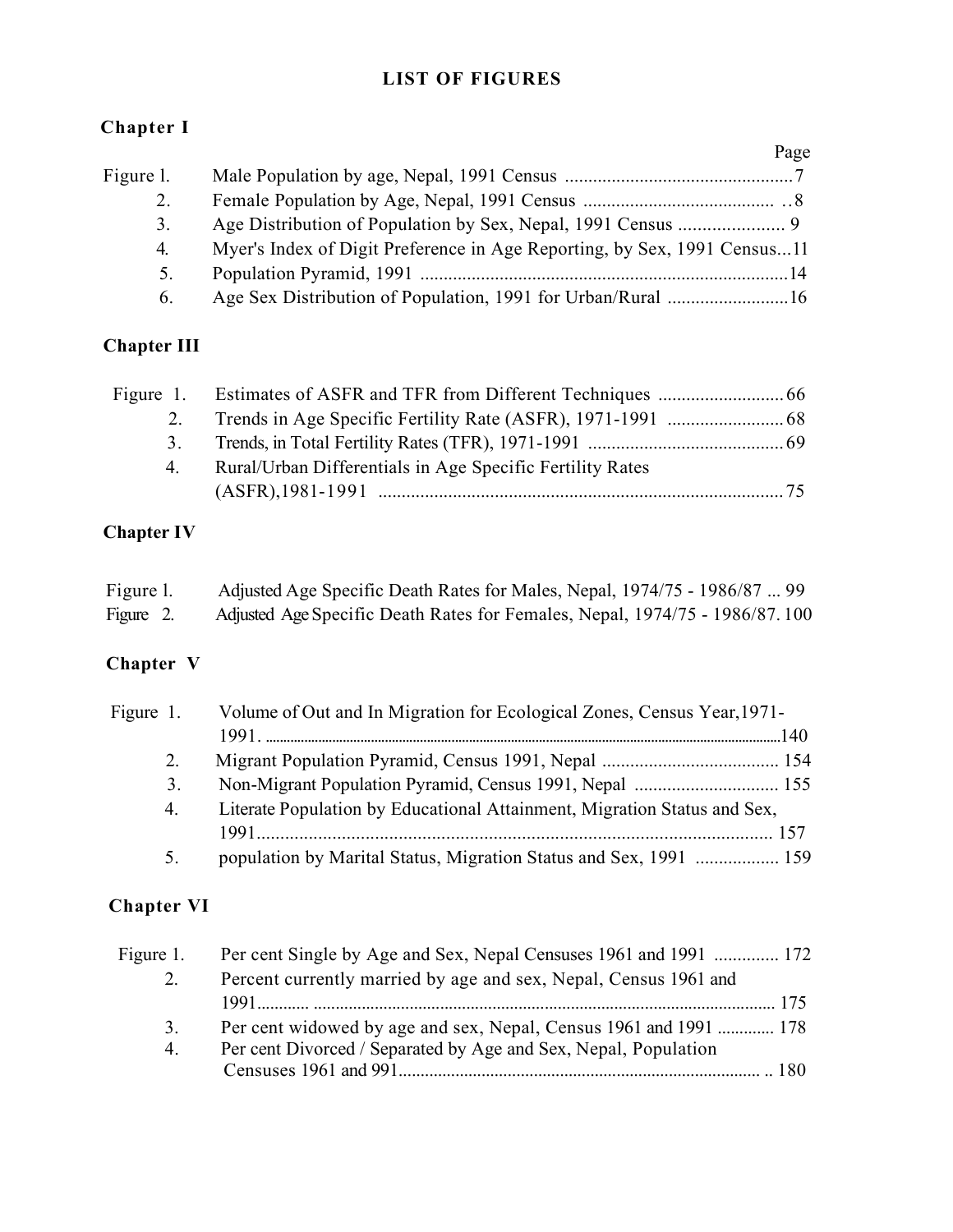# LIST OF FIGURES

## Chapter I

| | | Page |
|---|---|---|
| Figure 1. | Male Population by age, Nepal, 1991 Census | 7 |
| 2. | Female Population by Age, Nepal, 1991 Census | 8 |
| 3. | Age Distribution of Population by Sex, Nepal, 1991 Census | 9 |
| 4. | Myer's Index of Digit Preference in Age Reporting, by Sex, 1991 Census | 11 |
| 5. | Population Pyramid, 1991 | 14 |
| 6. | Age Sex Distribution of Population, 1991 for Urban/Rural | 16 |

## Chapter III

| | | Page |
|---|---|---|
| Figure 1. | Estimates of ASFR and TFR from Different Techniques | 66 |
| 2. | Trends in Age Specific Fertility Rate (ASFR), 1971-1991 | 68 |
| 3. | Trends, in Total Fertility Rates (TFR), 1971-1991 | 69 |
| 4. | Rural/Urban Differentials in Age Specific Fertility Rates (ASFR),1981-1991 | 75 |

## Chapter IV

| | | Page |
|---|---|---|
| Figure 1. | Adjusted Age Specific Death Rates for Males, Nepal, 1974/75 - 1986/87 | 99 |
| Figure 2. | Adjusted Age Specific Death Rates for Females, Nepal, 1974/75 - 1986/87. | 100 |

## Chapter V

| | | Page |
|---|---|---|
| Figure 1. | Volume of Out and In Migration for Ecological Zones, Census Year,1971-1991. | 140 |
| 2. | Migrant Population Pyramid, Census 1991, Nepal | 154 |
| 3. | Non-Migrant Population Pyramid, Census 1991, Nepal | 155 |
| 4. | Literate Population by Educational Attainment, Migration Status and Sex, 1991 | 157 |
| 5. | population by Marital Status, Migration Status and Sex, 1991 | 159 |

## Chapter VI

| | | Page |
|---|---|---|
| Figure 1. | Per cent Single by Age and Sex, Nepal Censuses 1961 and 1991 | 172 |
| 2. | Percent currently married by age and sex, Nepal, Census 1961 and 1991 | 175 |
| 3. | Per cent widowed by age and sex, Nepal, Census 1961 and 1991 | 178 |
| 4. | Per cent Divorced / Separated by Age and Sex, Nepal, Population Censuses 1961 and 991 | 180 |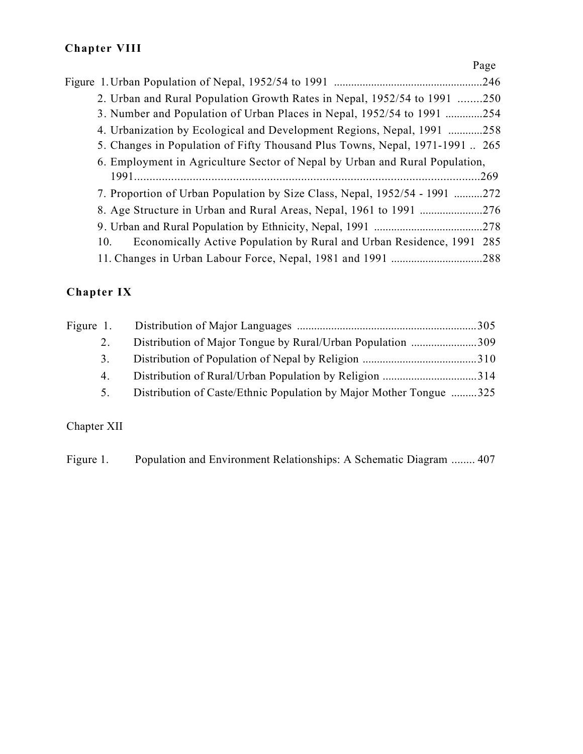**Chapter VIII**

| | | Page |
|---|---|---|
| Figure | 1. Urban Population of Nepal, 1952/54 to 1991 | 246 |
| | 2. Urban and Rural Population Growth Rates in Nepal, 1952/54 to 1991 | 250 |
| | 3. Number and Population of Urban Places in Nepal, 1952/54 to 1991 | 254 |
| | 4. Urbanization by Ecological and Development Regions, Nepal, 1991 | 258 |
| | 5. Changes in Population of Fifty Thousand Plus Towns, Nepal, 1971-1991 | 265 |
| | 6. Employment in Agriculture Sector of Nepal by Urban and Rural Population, 1991 | 269 |
| | 7. Proportion of Urban Population by Size Class, Nepal, 1952/54 - 1991 | 272 |
| | 8. Age Structure in Urban and Rural Areas, Nepal, 1961 to 1991 | 276 |
| | 9. Urban and Rural Population by Ethnicity, Nepal, 1991 | 278 |
| | 10. Economically Active Population by Rural and Urban Residence, 1991 | 285 |
| | 11. Changes in Urban Labour Force, Nepal, 1981 and 1991 | 288 |

**Chapter IX**

| | | |
|---|---|---|
| Figure | 1. Distribution of Major Languages | 305 |
| | 2. Distribution of Major Tongue by Rural/Urban Population | 309 |
| | 3. Distribution of Population of Nepal by Religion | 310 |
| | 4. Distribution of Rural/Urban Population by Religion | 314 |
| | 5. Distribution of Caste/Ethnic Population by Major Mother Tongue | 325 |

Chapter XII

| | | |
|---|---|---|
| Figure | 1. Population and Environment Relationships: A Schematic Diagram | 407 |